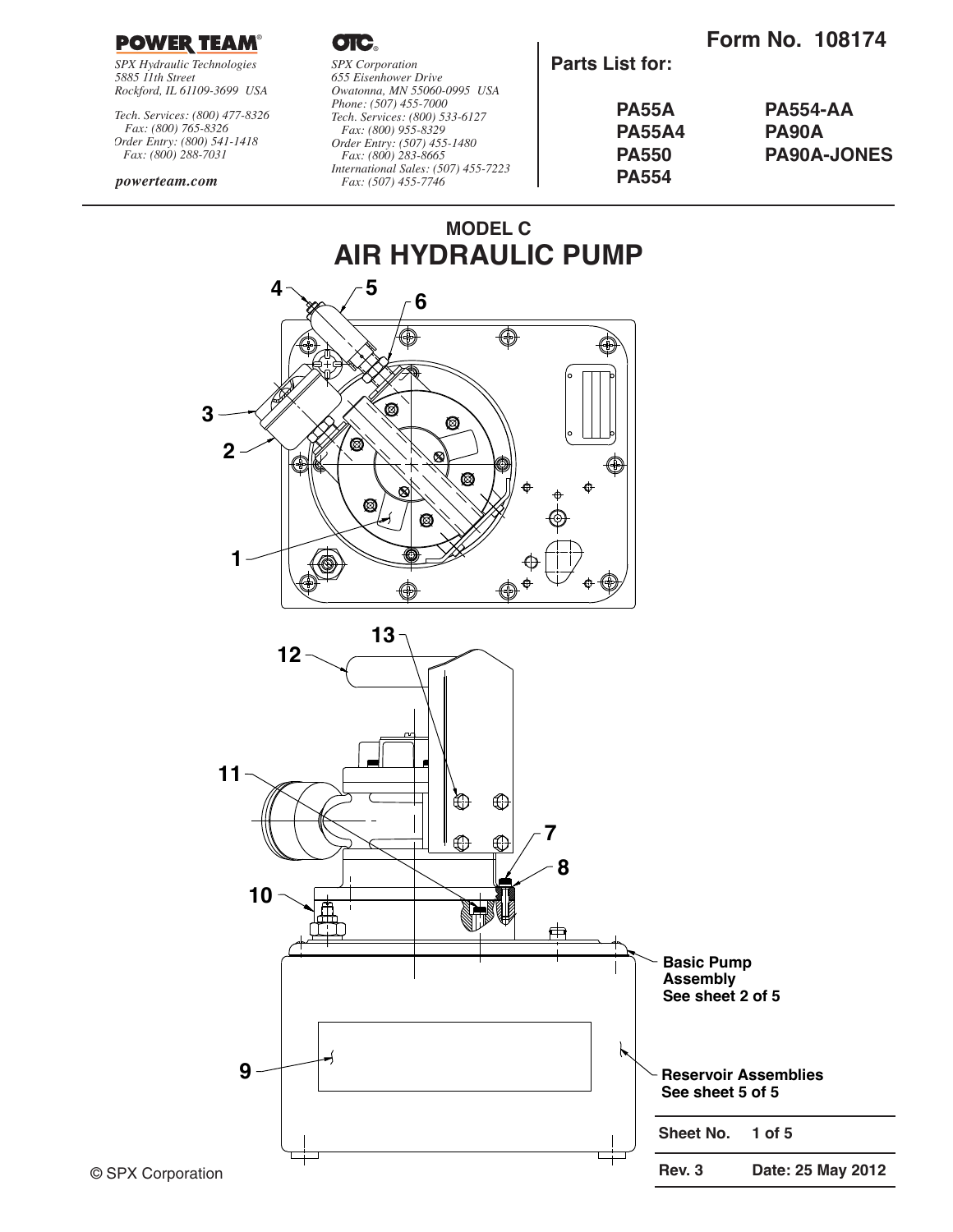**POWER TEAM**®

*SPX Hydraulic Technologies*
*5885 11th Street*
*Rockford, IL 61109-3699 USA*

*Tech. Services: (800) 477-8326*
*Fax: (800) 765-8326*
*Order Entry: (800) 541-1418*
*Fax: (800) 288-7031*

***powerteam.com***

**OTC**®

*SPX Corporation*
*655 Eisenhower Drive*
*Owatonna, MN 55060-0995 USA*
*Phone: (507) 455-7000*
*Tech. Services: (800) 533-6127*
*Fax: (800) 955-8329*
*Order Entry: (507) 455-1480*
*Fax: (800) 283-8665*
*International Sales: (507) 455-7223*
*Fax: (507) 455-7746*

**Form No. 108174**

**Parts List for:**

**PA55A**
**PA55A4**
**PA550**
**PA554**
**PA554-AA**
**PA90A**
**PA90A-JONES**

## MODEL C
# AIR HYDRAULIC PUMP

4 5 6

3

2

1

13

12

11

7

8

10

**Basic Pump Assembly**
**See sheet 2 of 5**

9

**Reservoir Assemblies**
**See sheet 5 of 5**

| Sheet No. | 1 of 5 |
|---|---|
| **Rev. 3** | **Date: 25 May 2012** |

© SPX Corporation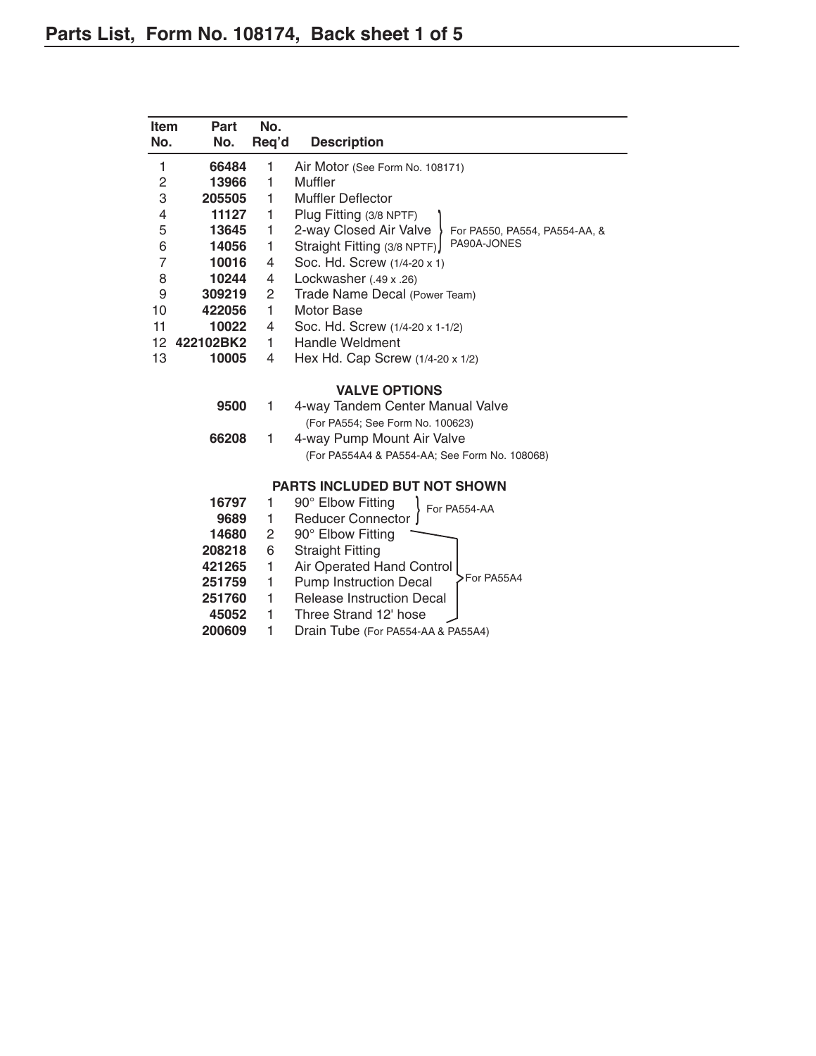# Parts List, Form No. 108174, Back sheet 1 of 5

| Item No. | Part No. | No. Req'd | Description |
|---|---|---|---|
| 1 | **66484** | 1 | Air Motor (See Form No. 108171) |
| 2 | **13966** | 1 | Muffler |
| 3 | **205505** | 1 | Muffler Deflector |
| 4 | **11127** | 1 | Plug Fitting (3/8 NPTF) — For PA550, PA554, PA554-AA, & PA90A-JONES |
| 5 | **13645** | 1 | 2-way Closed Air Valve — For PA550, PA554, PA554-AA, & PA90A-JONES |
| 6 | **14056** | 1 | Straight Fitting (3/8 NPTF) — For PA550, PA554, PA554-AA, & PA90A-JONES |
| 7 | **10016** | 4 | Soc. Hd. Screw (1/4-20 x 1) |
| 8 | **10244** | 4 | Lockwasher (.49 x .26) |
| 9 | **309219** | 2 | Trade Name Decal (Power Team) |
| 10 | **422056** | 1 | Motor Base |
| 11 | **10022** | 4 | Soc. Hd. Screw (1/4-20 x 1-1/2) |
| 12 | **422102BK2** | 1 | Handle Weldment |
| 13 | **10005** | 4 | Hex Hd. Cap Screw (1/4-20 x 1/2) |
| | | | **VALVE OPTIONS** |
| | **9500** | 1 | 4-way Tandem Center Manual Valve (For PA554; See Form No. 100623) |
| | **66208** | 1 | 4-way Pump Mount Air Valve (For PA554A4 & PA554-AA; See Form No. 108068) |
| | | | **PARTS INCLUDED BUT NOT SHOWN** |
| | **16797** | 1 | 90° Elbow Fitting — For PA554-AA |
| | **9689** | 1 | Reducer Connector — For PA554-AA |
| | **14680** | 2 | 90° Elbow Fitting — For PA55A4 |
| | **208218** | 6 | Straight Fitting — For PA55A4 |
| | **421265** | 1 | Air Operated Hand Control — For PA55A4 |
| | **251759** | 1 | Pump Instruction Decal — For PA55A4 |
| | **251760** | 1 | Release Instruction Decal — For PA55A4 |
| | **45052** | 1 | Three Strand 12' hose — For PA55A4 |
| | **200609** | 1 | Drain Tube (For PA554-AA & PA55A4) |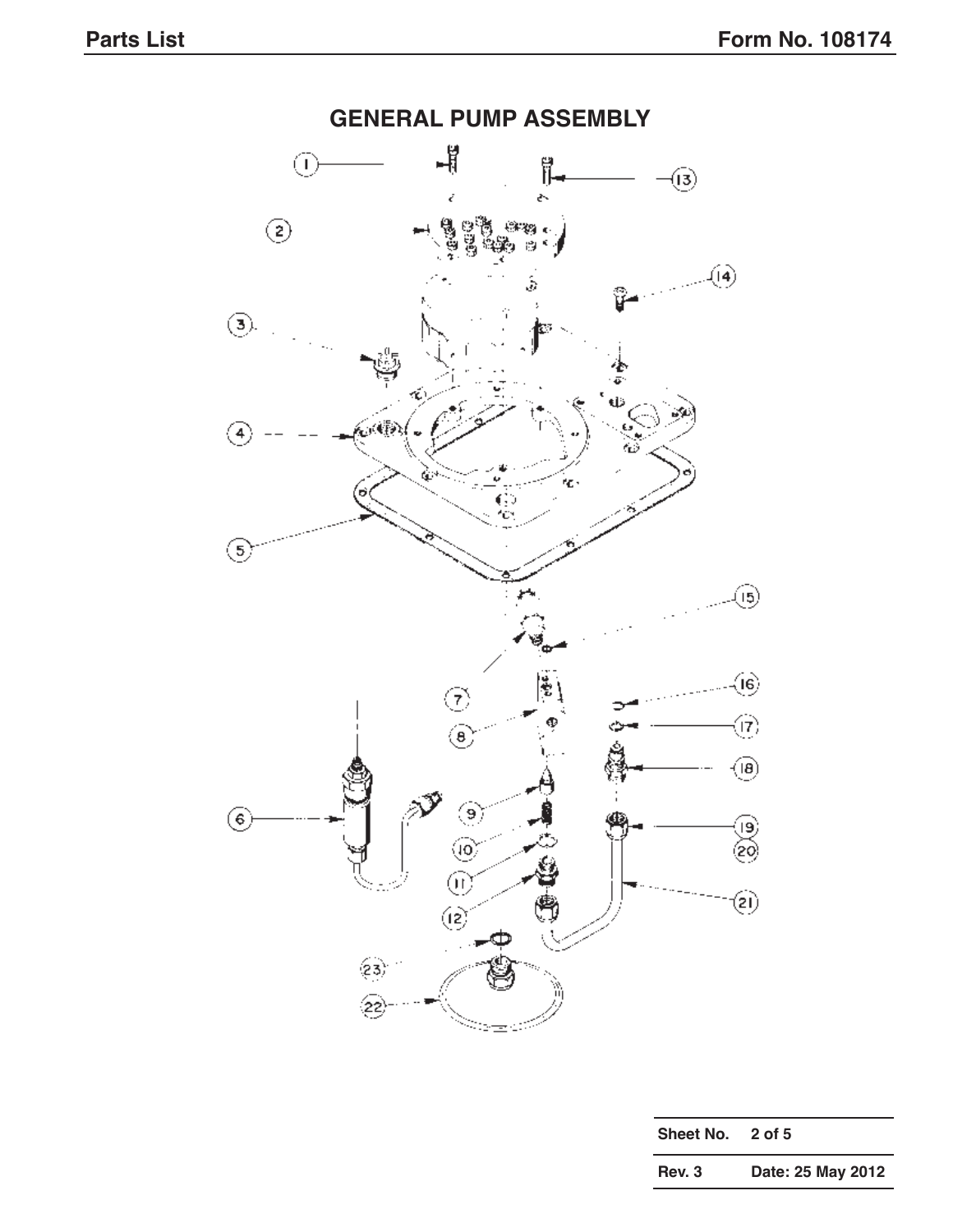## GENERAL PUMP ASSEMBLY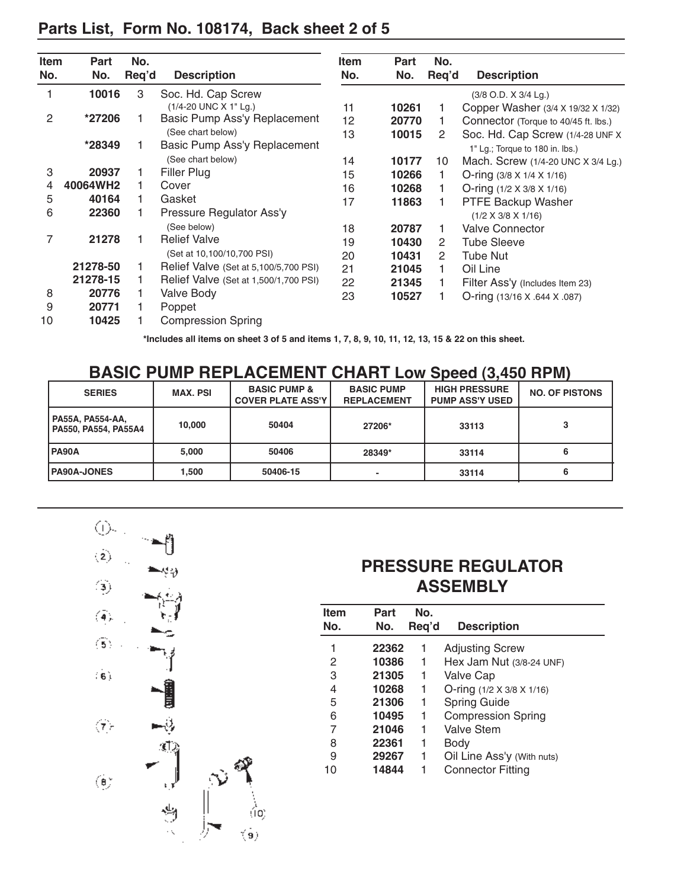## Parts List, Form No. 108174, Back sheet 2 of 5

| Item No. | Part No. | No. Req'd | Description |
|---|---|---|---|
| 1 | 10016 | 3 | Soc. Hd. Cap Screw (1/4-20 UNC X 1" Lg.) |
| 2 | *27206 | 1 | Basic Pump Ass'y Replacement (See chart below) |
| | *28349 | 1 | Basic Pump Ass'y Replacement (See chart below) |
| 3 | 20937 | 1 | Filler Plug |
| 4 | 40064WH2 | 1 | Cover |
| 5 | 40164 | 1 | Gasket |
| 6 | 22360 | 1 | Pressure Regulator Ass'y (See below) |
| 7 | 21278 | 1 | Relief Valve (Set at 10,100/10,700 PSI) |
| | 21278-50 | 1 | Relief Valve (Set at 5,100/5,700 PSI) |
| | 21278-15 | 1 | Relief Valve (Set at 1,500/1,700 PSI) |
| 8 | 20776 | 1 | Valve Body |
| 9 | 20771 | 1 | Poppet |
| 10 | 10425 | 1 | Compression Spring (3/8 O.D. X 3/4 Lg.) |
| 11 | 10261 | 1 | Copper Washer (3/4 X 19/32 X 1/32) |
| 12 | 20770 | 1 | Connector (Torque to 40/45 ft. lbs.) |
| 13 | 10015 | 2 | Soc. Hd. Cap Screw (1/4-28 UNF X 1" Lg.; Torque to 180 in. lbs.) |
| 14 | 10177 | 10 | Mach. Screw (1/4-20 UNC X 3/4 Lg.) |
| 15 | 10266 | 1 | O-ring (3/8 X 1/4 X 1/16) |
| 16 | 10268 | 1 | O-ring (1/2 X 3/8 X 1/16) |
| 17 | 11863 | 1 | PTFE Backup Washer (1/2 X 3/8 X 1/16) |
| 18 | 20787 | 1 | Valve Connector |
| 19 | 10430 | 2 | Tube Sleeve |
| 20 | 10431 | 2 | Tube Nut |
| 21 | 21045 | 1 | Oil Line |
| 22 | 21345 | 1 | Filter Ass'y (Includes Item 23) |
| 23 | 10527 | 1 | O-ring (13/16 X .644 X .087) |

**\*Includes all items on sheet 3 of 5 and items 1, 7, 8, 9, 10, 11, 12, 13, 15 & 22 on this sheet.**

## BASIC PUMP REPLACEMENT CHART Low Speed (3,450 RPM)

| SERIES | MAX. PSI | BASIC PUMP & COVER PLATE ASS'Y | BASIC PUMP REPLACEMENT | HIGH PRESSURE PUMP ASS'Y USED | NO. OF PISTONS |
|---|---|---|---|---|---|
| PA55A, PA554-AA, PA550, PA554, PA55A4 | 10,000 | 50404 | 27206* | 33113 | 3 |
| PA90A | 5,000 | 50406 | 28349* | 33114 | 6 |
| PA90A-JONES | 1,500 | 50406-15 | - | 33114 | 6 |

## PRESSURE REGULATOR ASSEMBLY

| Item No. | Part No. | No. Req'd | Description |
|---|---|---|---|
| 1 | 22362 | 1 | Adjusting Screw |
| 2 | 10386 | 1 | Hex Jam Nut (3/8-24 UNF) |
| 3 | 21305 | 1 | Valve Cap |
| 4 | 10268 | 1 | O-ring (1/2 X 3/8 X 1/16) |
| 5 | 21306 | 1 | Spring Guide |
| 6 | 10495 | 1 | Compression Spring |
| 7 | 21046 | 1 | Valve Stem |
| 8 | 22361 | 1 | Body |
| 9 | 29267 | 1 | Oil Line Ass'y (With nuts) |
| 10 | 14844 | 1 | Connector Fitting |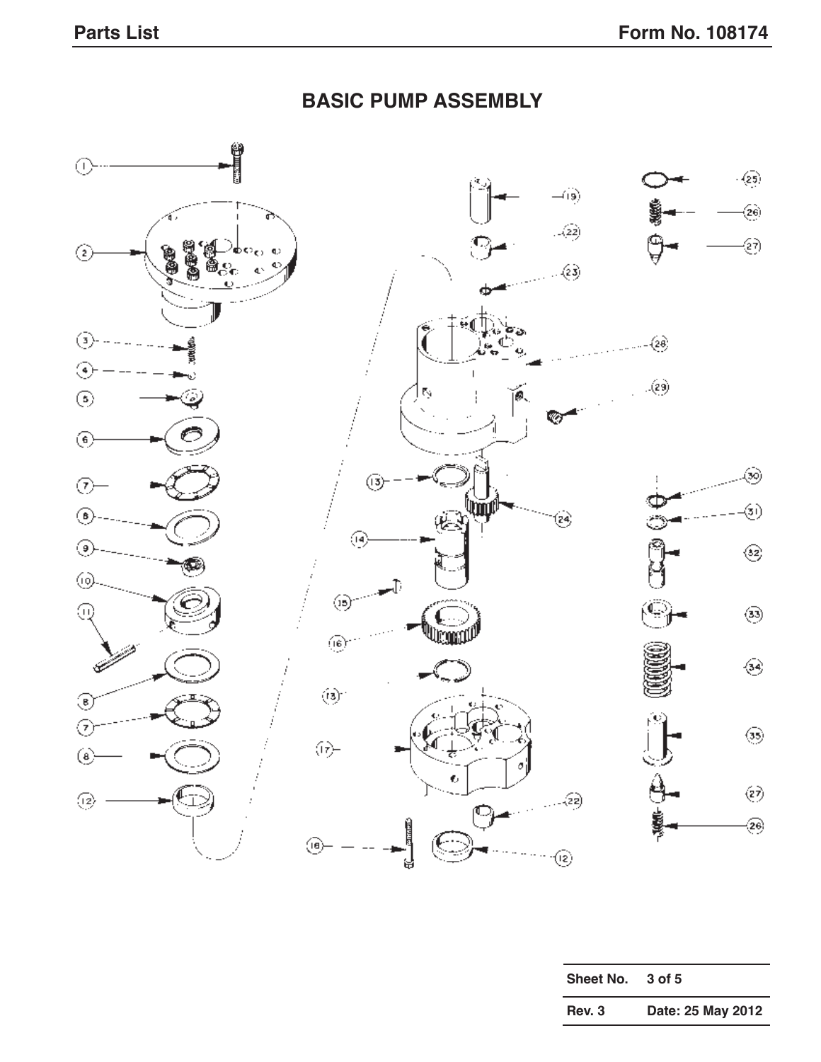# BASIC PUMP ASSEMBLY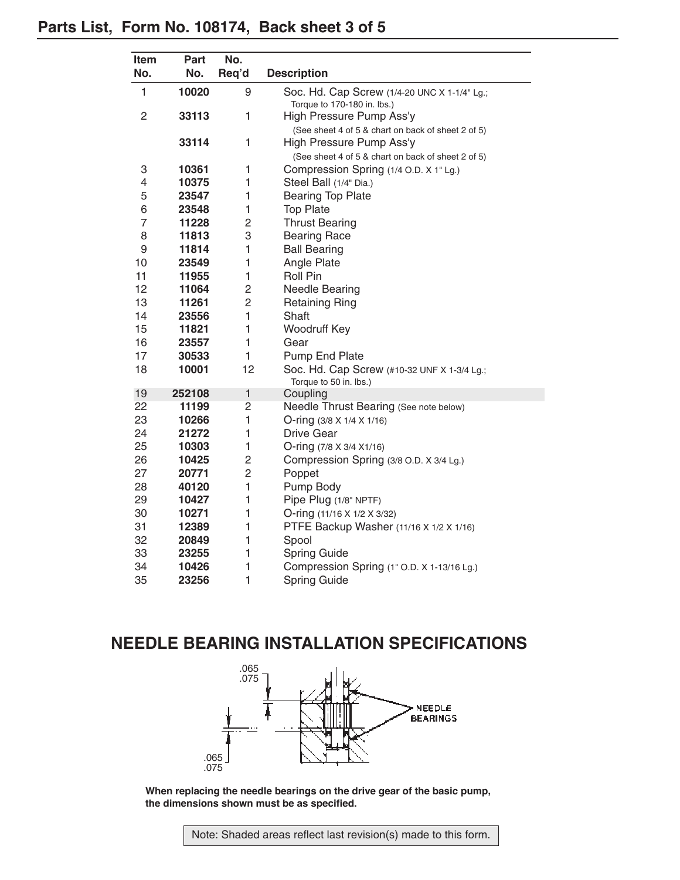# Parts List, Form No. 108174, Back sheet 3 of 5

| Item No. | Part No. | No. Req'd | Description |
|---|---|---|---|
| 1 | **10020** | 9 | Soc. Hd. Cap Screw (1/4-20 UNC X 1-1/4" Lg.; Torque to 170-180 in. lbs.) |
| 2 | **33113** | 1 | High Pressure Pump Ass'y (See sheet 4 of 5 & chart on back of sheet 2 of 5) |
| | **33114** | 1 | High Pressure Pump Ass'y (See sheet 4 of 5 & chart on back of sheet 2 of 5) |
| 3 | **10361** | 1 | Compression Spring (1/4 O.D. X 1" Lg.) |
| 4 | **10375** | 1 | Steel Ball (1/4" Dia.) |
| 5 | **23547** | 1 | Bearing Top Plate |
| 6 | **23548** | 1 | Top Plate |
| 7 | **11228** | 2 | Thrust Bearing |
| 8 | **11813** | 3 | Bearing Race |
| 9 | **11814** | 1 | Ball Bearing |
| 10 | **23549** | 1 | Angle Plate |
| 11 | **11955** | 1 | Roll Pin |
| 12 | **11064** | 2 | Needle Bearing |
| 13 | **11261** | 2 | Retaining Ring |
| 14 | **23556** | 1 | Shaft |
| 15 | **11821** | 1 | Woodruff Key |
| 16 | **23557** | 1 | Gear |
| 17 | **30533** | 1 | Pump End Plate |
| 18 | **10001** | 12 | Soc. Hd. Cap Screw (#10-32 UNF X 1-3/4 Lg.; Torque to 50 in. lbs.) |
| 19 | **252108** | 1 | Coupling |
| 22 | **11199** | 2 | Needle Thrust Bearing (See note below) |
| 23 | **10266** | 1 | O-ring (3/8 X 1/4 X 1/16) |
| 24 | **21272** | 1 | Drive Gear |
| 25 | **10303** | 1 | O-ring (7/8 X 3/4 X1/16) |
| 26 | **10425** | 2 | Compression Spring (3/8 O.D. X 3/4 Lg.) |
| 27 | **20771** | 2 | Poppet |
| 28 | **40120** | 1 | Pump Body |
| 29 | **10427** | 1 | Pipe Plug (1/8" NPTF) |
| 30 | **10271** | 1 | O-ring (11/16 X 1/2 X 3/32) |
| 31 | **12389** | 1 | PTFE Backup Washer (11/16 X 1/2 X 1/16) |
| 32 | **20849** | 1 | Spool |
| 33 | **23255** | 1 | Spring Guide |
| 34 | **10426** | 1 | Compression Spring (1" O.D. X 1-13/16 Lg.) |
| 35 | **23256** | 1 | Spring Guide |

## NEEDLE BEARING INSTALLATION SPECIFICATIONS

.065
.075

NEEDLE BEARINGS

.065
.075

**When replacing the needle bearings on the drive gear of the basic pump, the dimensions shown must be as specified.**

Note: Shaded areas reflect last revision(s) made to this form.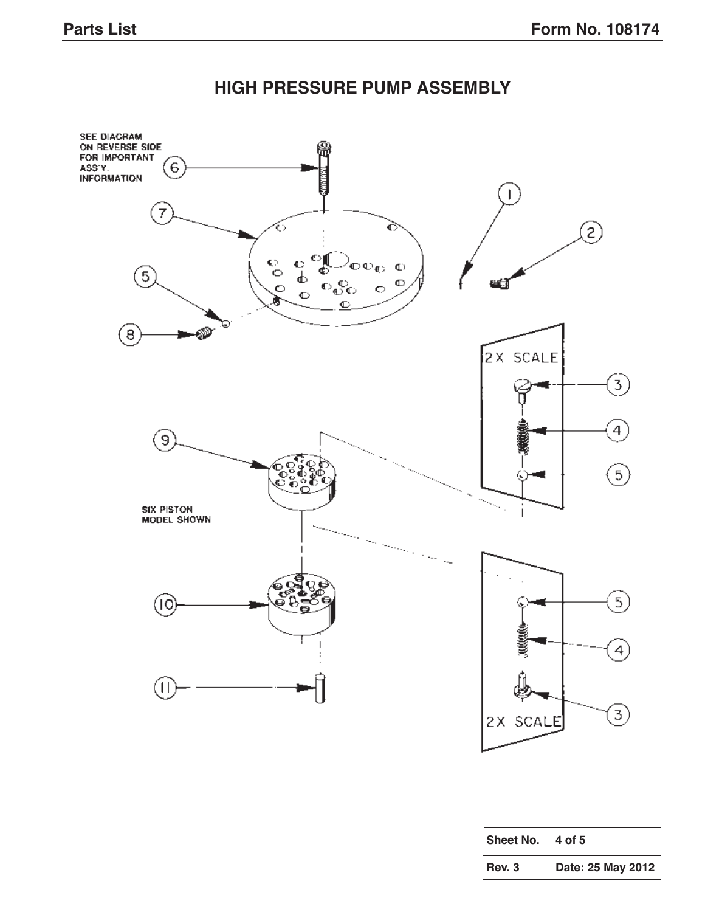# HIGH PRESSURE PUMP ASSEMBLY

SEE DIAGRAM ON REVERSE SIDE FOR IMPORTANT ASS'Y. INFORMATION

SIX PISTON MODEL SHOWN

2X SCALE

2X SCALE

1 2 3 4 5 6 7 8 9 10 11

| Sheet No. | 4 of 5 |
| --- | --- |
| Rev. 3 | Date: 25 May 2012 |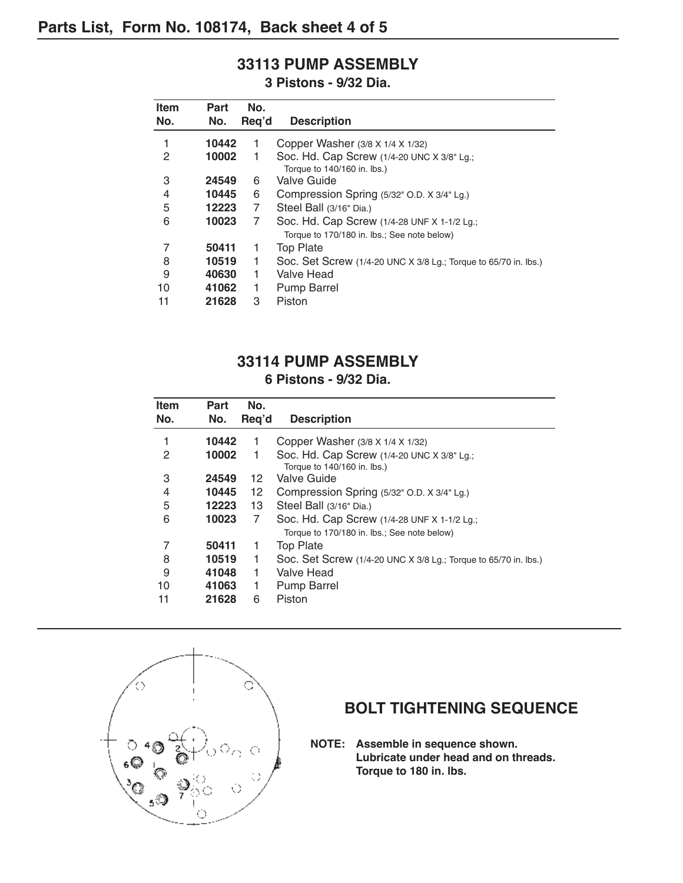## Parts List, Form No. 108174, Back sheet 4 of 5

### 33113 PUMP ASSEMBLY

**3 Pistons - 9/32 Dia.**

| Item No. | Part No. | No. Req'd | Description |
|---|---|---|---|
| 1 | **10442** | 1 | Copper Washer (3/8 X 1/4 X 1/32) |
| 2 | **10002** | 1 | Soc. Hd. Cap Screw (1/4-20 UNC X 3/8" Lg.; Torque to 140/160 in. lbs.) |
| 3 | **24549** | 6 | Valve Guide |
| 4 | **10445** | 6 | Compression Spring (5/32" O.D. X 3/4" Lg.) |
| 5 | **12223** | 7 | Steel Ball (3/16" Dia.) |
| 6 | **10023** | 7 | Soc. Hd. Cap Screw (1/4-28 UNF X 1-1/2 Lg.; Torque to 170/180 in. lbs.; See note below) |
| 7 | **50411** | 1 | Top Plate |
| 8 | **10519** | 1 | Soc. Set Screw (1/4-20 UNC X 3/8 Lg.; Torque to 65/70 in. lbs.) |
| 9 | **40630** | 1 | Valve Head |
| 10 | **41062** | 1 | Pump Barrel |
| 11 | **21628** | 3 | Piston |

### 33114 PUMP ASSEMBLY

**6 Pistons - 9/32 Dia.**

| Item No. | Part No. | No. Req'd | Description |
|---|---|---|---|
| 1 | **10442** | 1 | Copper Washer (3/8 X 1/4 X 1/32) |
| 2 | **10002** | 1 | Soc. Hd. Cap Screw (1/4-20 UNC X 3/8" Lg.; Torque to 140/160 in. lbs.) |
| 3 | **24549** | 12 | Valve Guide |
| 4 | **10445** | 12 | Compression Spring (5/32" O.D. X 3/4" Lg.) |
| 5 | **12223** | 13 | Steel Ball (3/16" Dia.) |
| 6 | **10023** | 7 | Soc. Hd. Cap Screw (1/4-28 UNF X 1-1/2 Lg.; Torque to 170/180 in. lbs.; See note below) |
| 7 | **50411** | 1 | Top Plate |
| 8 | **10519** | 1 | Soc. Set Screw (1/4-20 UNC X 3/8 Lg.; Torque to 65/70 in. lbs.) |
| 9 | **41048** | 1 | Valve Head |
| 10 | **41063** | 1 | Pump Barrel |
| 11 | **21628** | 6 | Piston |

### BOLT TIGHTENING SEQUENCE

**NOTE: Assemble in sequence shown. Lubricate under head and on threads. Torque to 180 in. lbs.**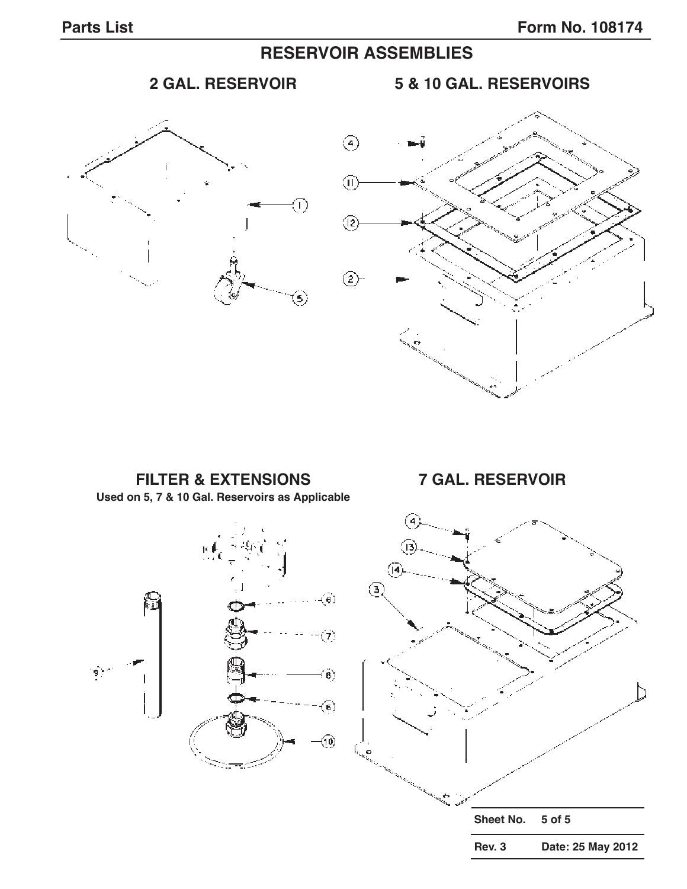# RESERVOIR ASSEMBLIES

## 2 GAL. RESERVOIR

## 5 & 10 GAL. RESERVOIRS

## FILTER & EXTENSIONS

**Used on 5, 7 & 10 Gal. Reservoirs as Applicable**

## 7 GAL. RESERVOIR

| Sheet No. | 5 of 5 |
|---|---|
| Rev. 3 | Date: 25 May 2012 |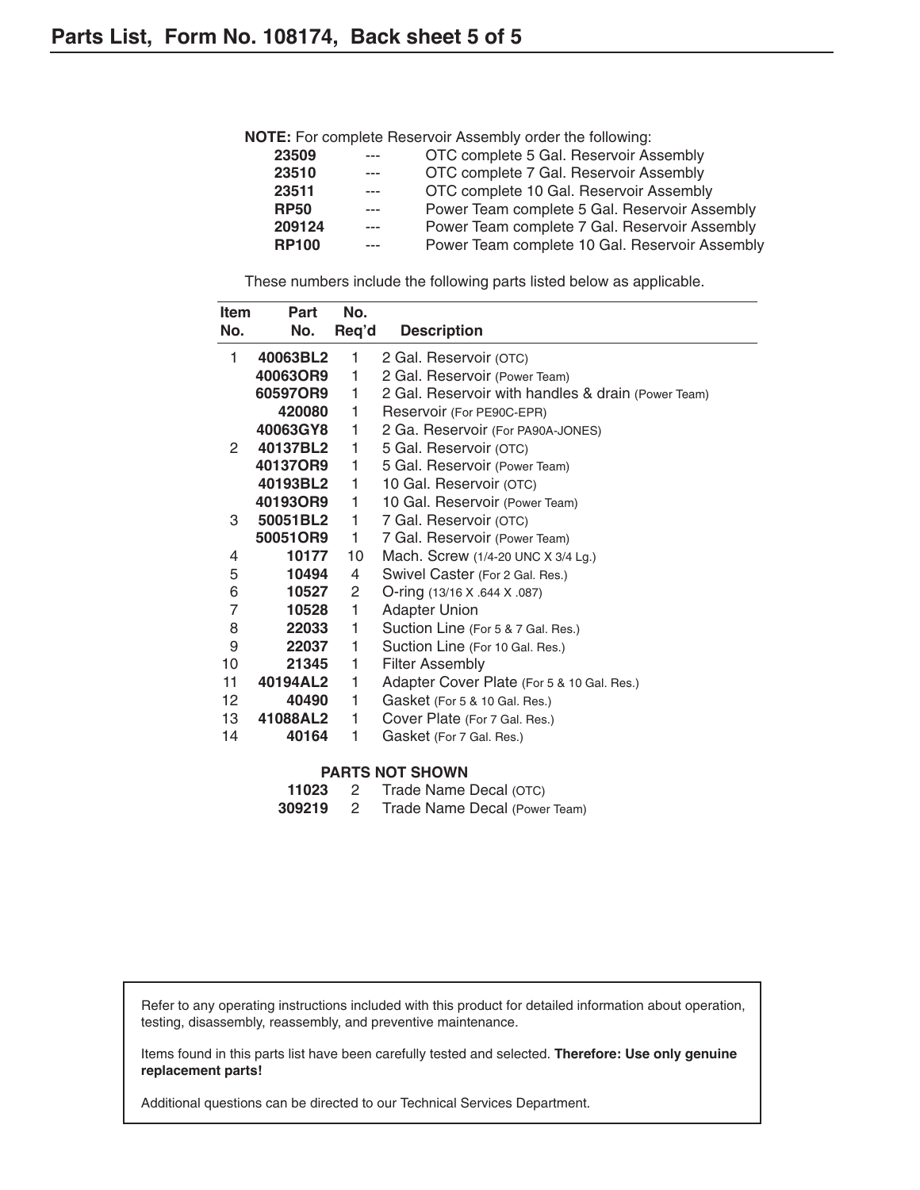## Parts List, Form No. 108174, Back sheet 5 of 5

**NOTE:** For complete Reservoir Assembly order the following:

| | | |
|---|---|---|
| **23509** | --- | OTC complete 5 Gal. Reservoir Assembly |
| **23510** | --- | OTC complete 7 Gal. Reservoir Assembly |
| **23511** | --- | OTC complete 10 Gal. Reservoir Assembly |
| **RP50** | --- | Power Team complete 5 Gal. Reservoir Assembly |
| **209124** | --- | Power Team complete 7 Gal. Reservoir Assembly |
| **RP100** | --- | Power Team complete 10 Gal. Reservoir Assembly |

These numbers include the following parts listed below as applicable.

| Item No. | Part No. | No. Req'd | Description |
|---|---|---|---|
| 1 | **40063BL2** | 1 | 2 Gal. Reservoir (OTC) |
| | **40063OR9** | 1 | 2 Gal. Reservoir (Power Team) |
| | **60597OR9** | 1 | 2 Gal. Reservoir with handles & drain (Power Team) |
| | **420080** | 1 | Reservoir (For PE90C-EPR) |
| | **40063GY8** | 1 | 2 Ga. Reservoir (For PA90A-JONES) |
| 2 | **40137BL2** | 1 | 5 Gal. Reservoir (OTC) |
| | **40137OR9** | 1 | 5 Gal. Reservoir (Power Team) |
| | **40193BL2** | 1 | 10 Gal. Reservoir (OTC) |
| | **40193OR9** | 1 | 10 Gal. Reservoir (Power Team) |
| 3 | **50051BL2** | 1 | 7 Gal. Reservoir (OTC) |
| | **50051OR9** | 1 | 7 Gal. Reservoir (Power Team) |
| 4 | **10177** | 10 | Mach. Screw (1/4-20 UNC X 3/4 Lg.) |
| 5 | **10494** | 4 | Swivel Caster (For 2 Gal. Res.) |
| 6 | **10527** | 2 | O-ring (13/16 X .644 X .087) |
| 7 | **10528** | 1 | Adapter Union |
| 8 | **22033** | 1 | Suction Line (For 5 & 7 Gal. Res.) |
| 9 | **22037** | 1 | Suction Line (For 10 Gal. Res.) |
| 10 | **21345** | 1 | Filter Assembly |
| 11 | **40194AL2** | 1 | Adapter Cover Plate (For 5 & 10 Gal. Res.) |
| 12 | **40490** | 1 | Gasket (For 5 & 10 Gal. Res.) |
| 13 | **41088AL2** | 1 | Cover Plate (For 7 Gal. Res.) |
| 14 | **40164** | 1 | Gasket (For 7 Gal. Res.) |

**PARTS NOT SHOWN**

| | | |
|---|---|---|
| **11023** | 2 | Trade Name Decal (OTC) |
| **309219** | 2 | Trade Name Decal (Power Team) |

Refer to any operating instructions included with this product for detailed information about operation, testing, disassembly, reassembly, and preventive maintenance.

Items found in this parts list have been carefully tested and selected. **Therefore: Use only genuine replacement parts!**

Additional questions can be directed to our Technical Services Department.